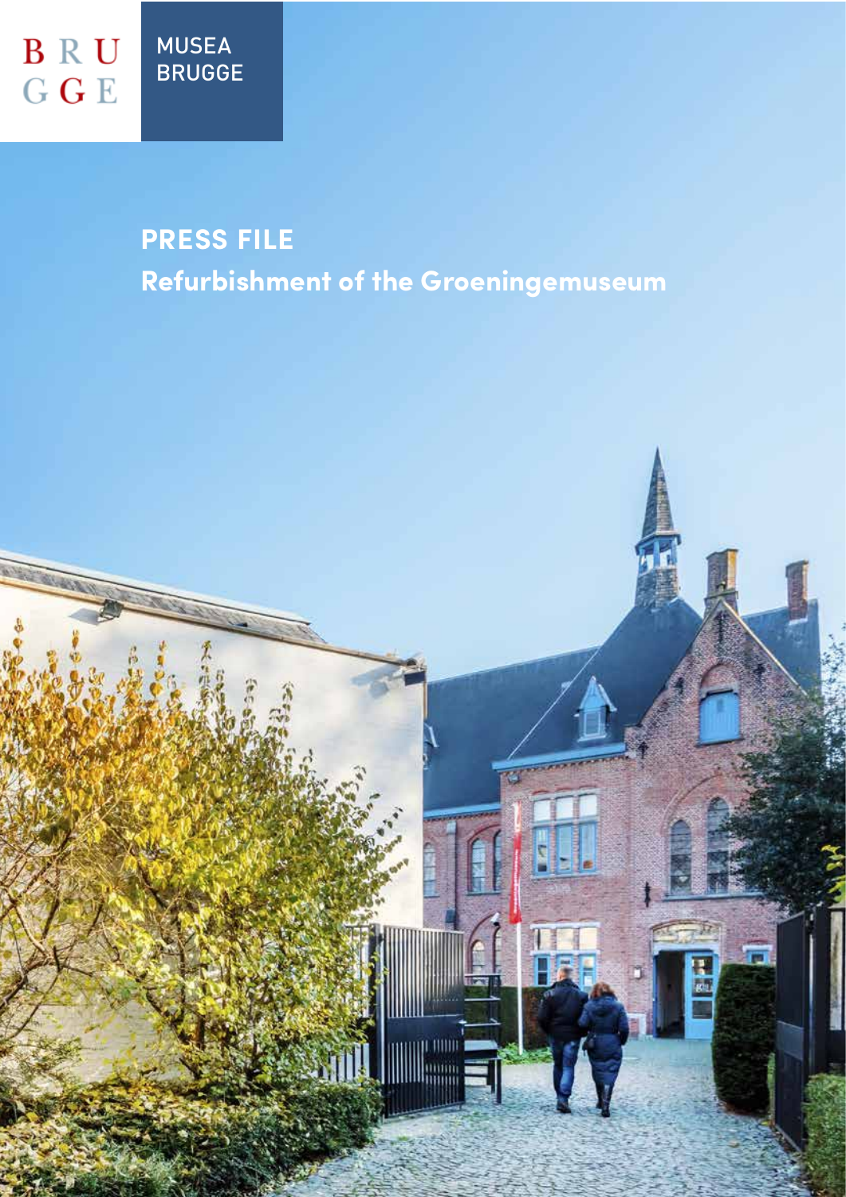BRUGGE

MUSEA BRUGGE

# PRESS FILE

## Refurbishment of the Groeningemuseum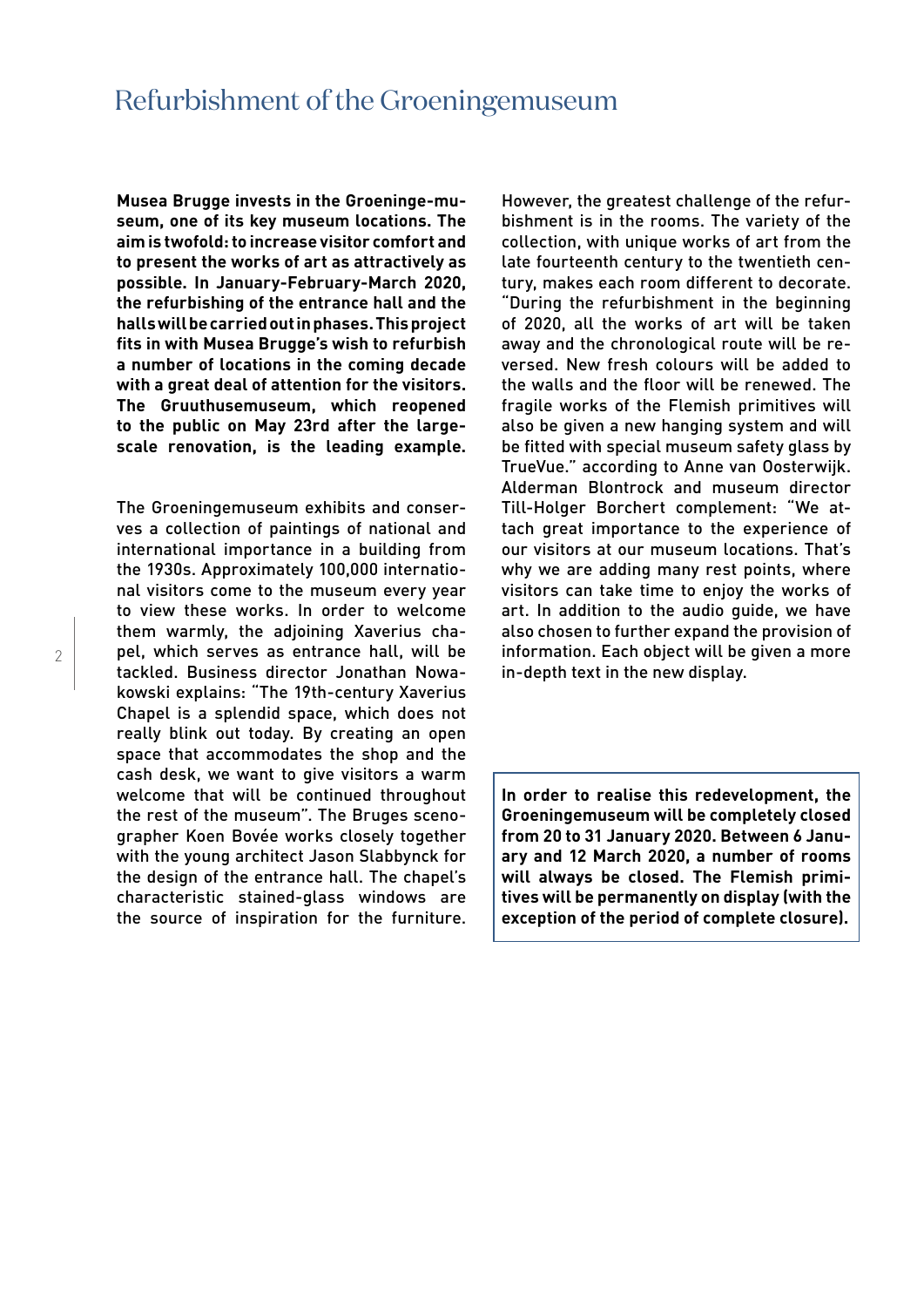# Refurbishment of the Groeningemuseum

**Musea Brugge invests in the Groeninge-museum, one of its key museum locations. The aim is twofold: to increase visitor comfort and to present the works of art as attractively as possible. In January-February-March 2020, the refurbishing of the entrance hall and the halls will be carried out in phases. This project fits in with Musea Brugge's wish to refurbish a number of locations in the coming decade with a great deal of attention for the visitors. The Gruuthusemuseum, which reopened to the public on May 23rd after the large-scale renovation, is the leading example.**

The Groeningemuseum exhibits and conserves a collection of paintings of national and international importance in a building from the 1930s. Approximately 100,000 international visitors come to the museum every year to view these works. In order to welcome them warmly, the adjoining Xaverius chapel, which serves as entrance hall, will be tackled. Business director Jonathan Nowakowski explains: "The 19th-century Xaverius Chapel is a splendid space, which does not really blink out today. By creating an open space that accommodates the shop and the cash desk, we want to give visitors a warm welcome that will be continued throughout the rest of the museum". The Bruges scenographer Koen Bovée works closely together with the young architect Jason Slabbynck for the design of the entrance hall. The chapel's characteristic stained-glass windows are the source of inspiration for the furniture.

However, the greatest challenge of the refurbishment is in the rooms. The variety of the collection, with unique works of art from the late fourteenth century to the twentieth century, makes each room different to decorate. "During the refurbishment in the beginning of 2020, all the works of art will be taken away and the chronological route will be reversed. New fresh colours will be added to the walls and the floor will be renewed. The fragile works of the Flemish primitives will also be given a new hanging system and will be fitted with special museum safety glass by TrueVue." according to Anne van Oosterwijk. Alderman Blontrock and museum director Till-Holger Borchert complement: "We attach great importance to the experience of our visitors at our museum locations. That's why we are adding many rest points, where visitors can take time to enjoy the works of art. In addition to the audio guide, we have also chosen to further expand the provision of information. Each object will be given a more in-depth text in the new display.

**In order to realise this redevelopment, the Groeningemuseum will be completely closed from 20 to 31 January 2020. Between 6 January and 12 March 2020, a number of rooms will always be closed. The Flemish primitives will be permanently on display (with the exception of the period of complete closure).**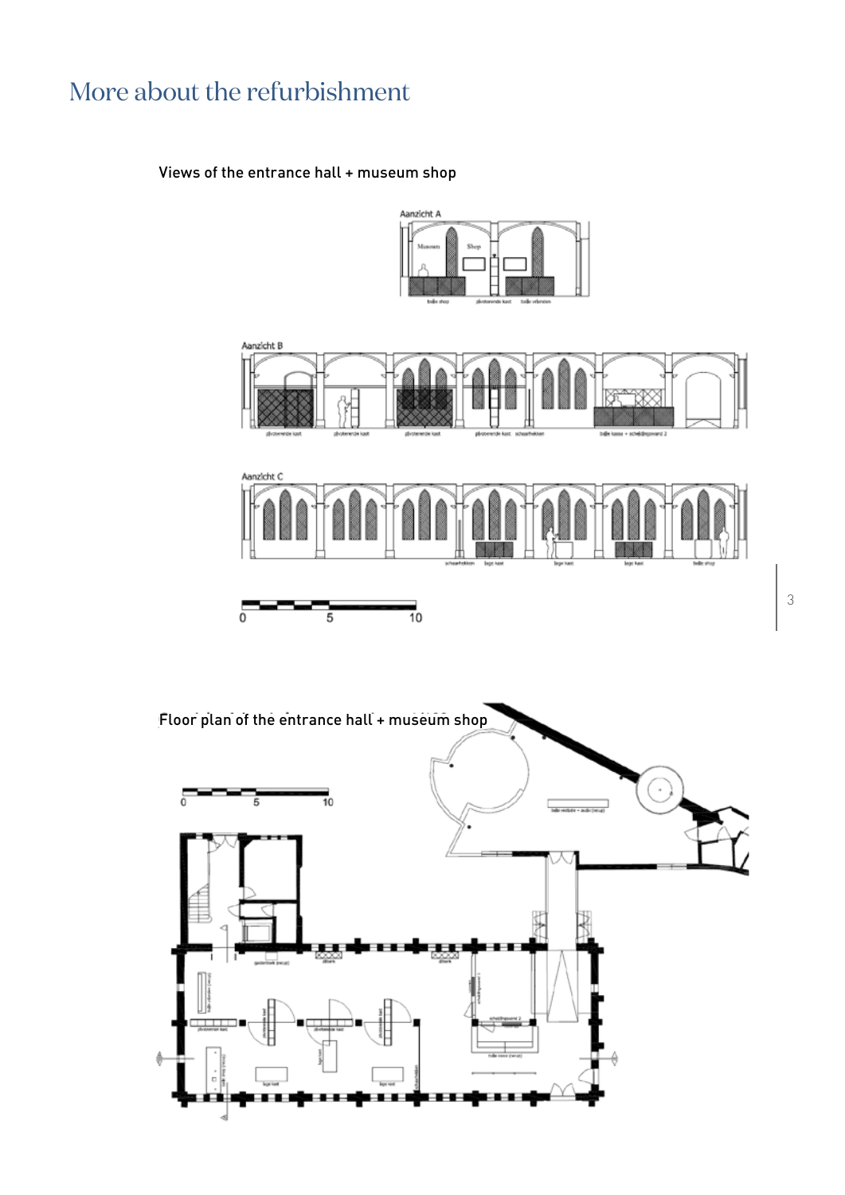# More about the refurbishment

Views of the entrance hall + museum shop

Floor plan of the entrance hall + museum shop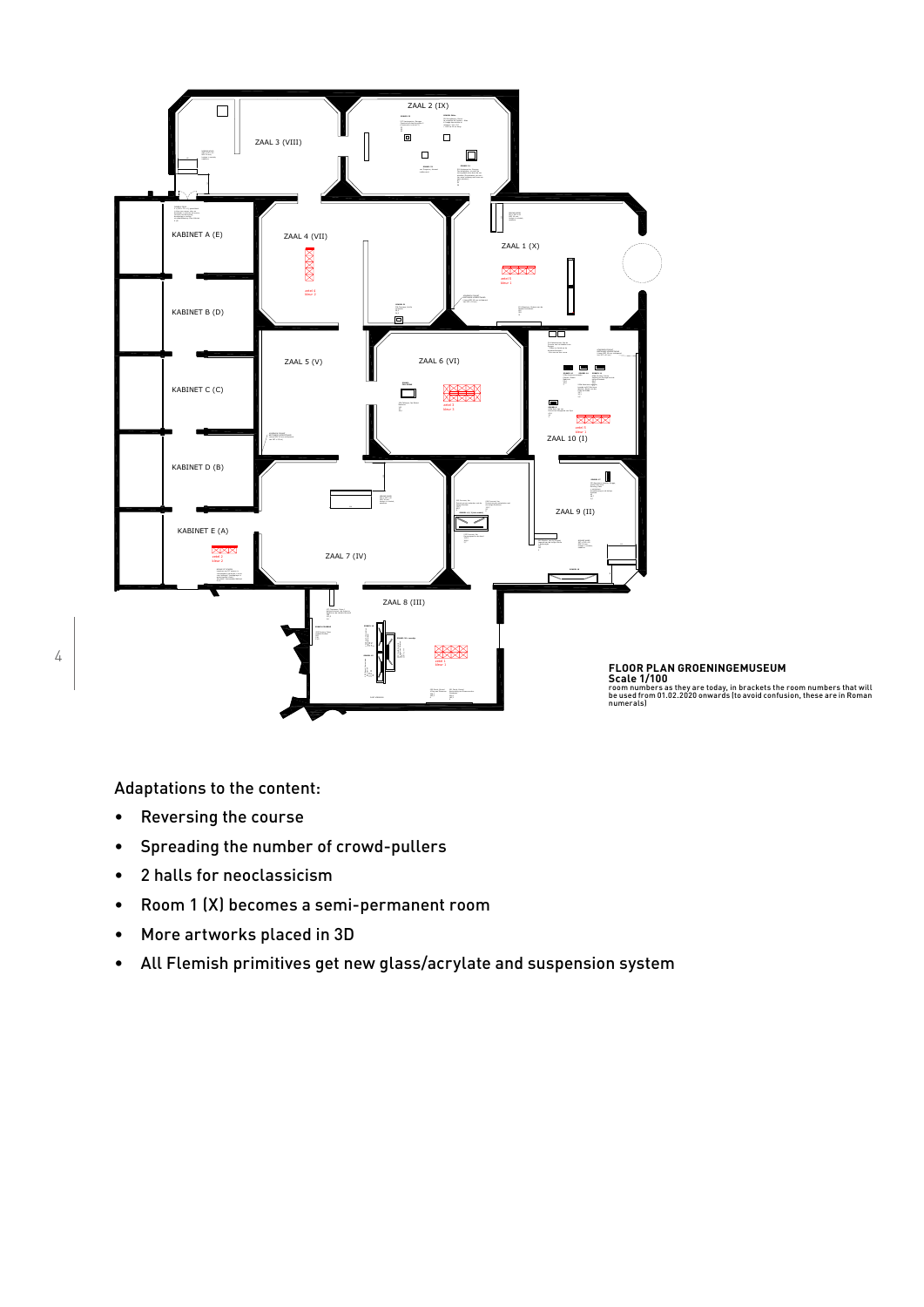ZAAL 2 (IX)

ZAAL 3 (VIII)

KABINET A (E)

ZAAL 4 (VII)

ZAAL 1 (X)

KABINET B (D)

ZAAL 5 (V)

ZAAL 6 (VI)

KABINET C (C)

ZAAL 10 (I)

KABINET D (B)

ZAAL 9 (II)

KABINET E (A)

ZAAL 7 (IV)

ZAAL 8 (III)

**FLOOR PLAN GROENINGEMUSEUM**
**Scale 1/100**
room numbers as they are today, in brackets the room numbers that will be used from 01.02.2020 onwards (to avoid confusion, these are in Roman numerals)

Adaptations to the content:

- Reversing the course
- Spreading the number of crowd-pullers
- 2 halls for neoclassicism
- Room 1 (X) becomes a semi-permanent room
- More artworks placed in 3D
- All Flemish primitives get new glass/acrylate and suspension system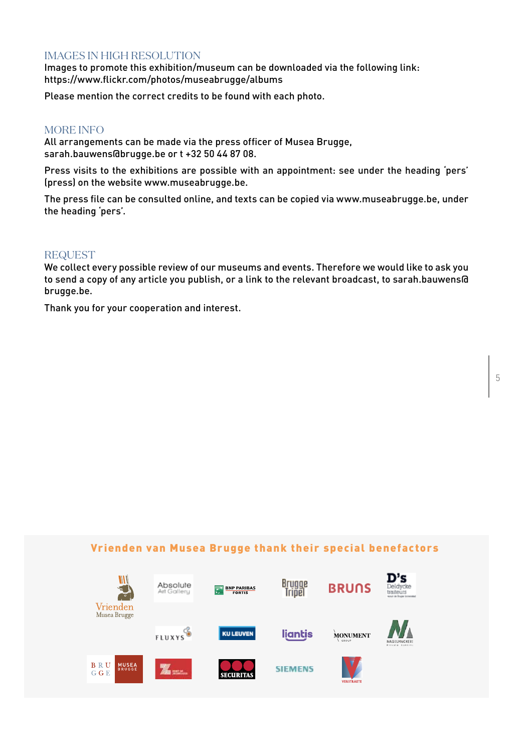## IMAGES IN HIGH RESOLUTION

Images to promote this exhibition/museum can be downloaded via the following link: https://www.flickr.com/photos/museabrugge/albums

Please mention the correct credits to be found with each photo.

## MORE INFO

All arrangements can be made via the press officer of Musea Brugge, sarah.bauwens@brugge.be or t +32 50 44 87 08.

Press visits to the exhibitions are possible with an appointment: see under the heading 'pers' (press) on the website www.museabrugge.be.

The press file can be consulted online, and texts can be copied via www.museabrugge.be, under the heading 'pers'.

## REQUEST

We collect every possible review of our museums and events. Therefore we would like to ask you to send a copy of any article you publish, or a link to the relevant broadcast, to sarah.bauwens@brugge.be.

Thank you for your cooperation and interest.

**Vrienden van Musea Brugge thank their special benefactors**